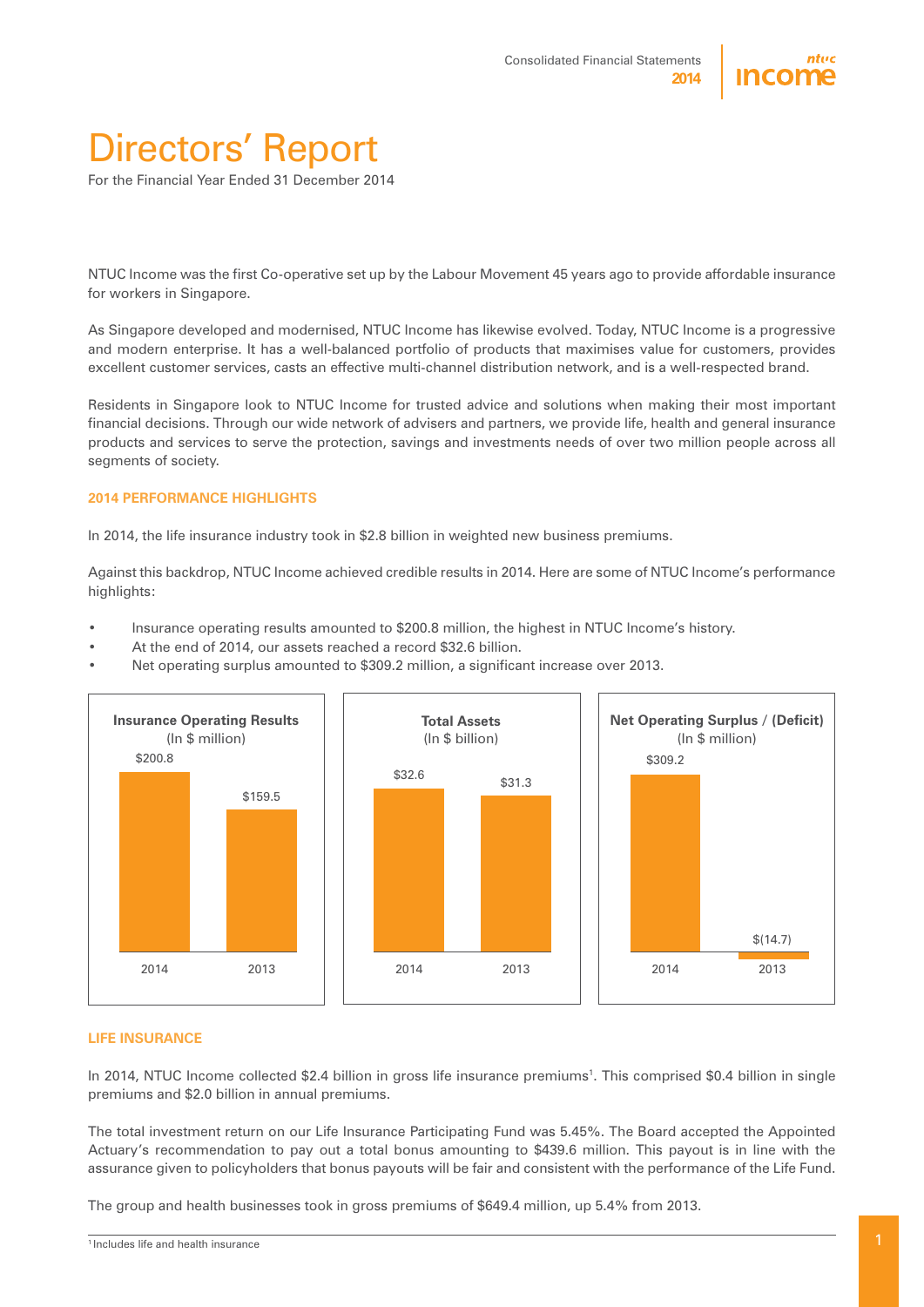# Directors' Report

For the Financial Year Ended 31 December 2014

NTUC Income was the first Co-operative set up by the Labour Movement 45 years ago to provide affordable insurance for workers in Singapore.

As Singapore developed and modernised, NTUC Income has likewise evolved. Today, NTUC Income is a progressive and modern enterprise. It has a well-balanced portfolio of products that maximises value for customers, provides excellent customer services, casts an effective multi-channel distribution network, and is a well-respected brand.

Residents in Singapore look to NTUC Income for trusted advice and solutions when making their most important financial decisions. Through our wide network of advisers and partners, we provide life, health and general insurance products and services to serve the protection, savings and investments needs of over two million people across all segments of society.

## 2014 PERFORMANCE HIGHLIGHTS

In 2014, the life insurance industry took in $2.8 billion in weighted new business premiums.

Against this backdrop, NTUC Income achieved credible results in 2014. Here are some of NTUC Income's performance highlights:

- Insurance operating results amounted to $200.8 million, the highest in NTUC Income's history.
- At the end of 2014, our assets reached a record $32.6 billion.
- Net operating surplus amounted to $309.2 million, a significant increase over 2013.

**Insurance Operating Results** (In $ million)

| 2014 | 2013 |
|---|---|
| $200.8 | $159.5 |

**Total Assets** (In $ billion)

| 2014 | 2013 |
|---|---|
| $32.6 | $31.3 |

**Net Operating Surplus / (Deficit)** (In $ million)

| 2014 | 2013 |
|---|---|
| $309.2 | $(14.7) |

## LIFE INSURANCE

In 2014, NTUC Income collected $2.4 billion in gross life insurance premiums[1]. This comprised $0.4 billion in single premiums and $2.0 billion in annual premiums.

The total investment return on our Life Insurance Participating Fund was 5.45%. The Board accepted the Appointed Actuary's recommendation to pay out a total bonus amounting to $439.6 million. This payout is in line with the assurance given to policyholders that bonus payouts will be fair and consistent with the performance of the Life Fund.

The group and health businesses took in gross premiums of $649.4 million, up 5.4% from 2013.

[1] Includes life and health insurance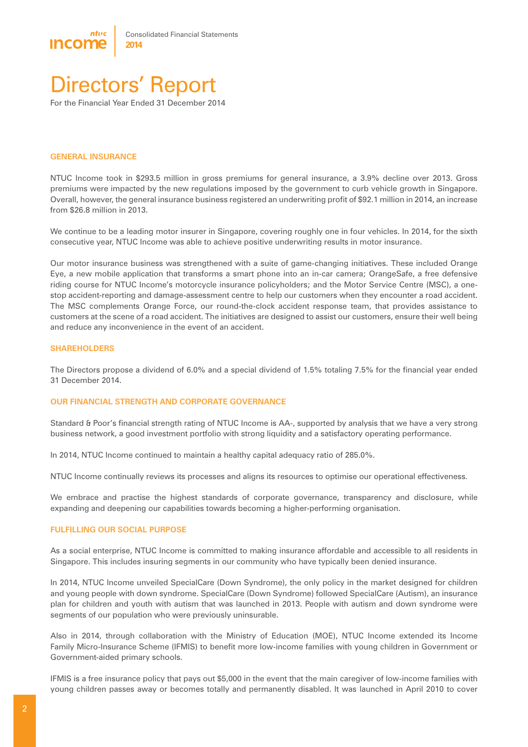# Directors' Report

For the Financial Year Ended 31 December 2014

## GENERAL INSURANCE

NTUC Income took in $293.5 million in gross premiums for general insurance, a 3.9% decline over 2013. Gross premiums were impacted by the new regulations imposed by the government to curb vehicle growth in Singapore. Overall, however, the general insurance business registered an underwriting profit of $92.1 million in 2014, an increase from $26.8 million in 2013.

We continue to be a leading motor insurer in Singapore, covering roughly one in four vehicles. In 2014, for the sixth consecutive year, NTUC Income was able to achieve positive underwriting results in motor insurance.

Our motor insurance business was strengthened with a suite of game-changing initiatives. These included Orange Eye, a new mobile application that transforms a smart phone into an in-car camera; OrangeSafe, a free defensive riding course for NTUC Income's motorcycle insurance policyholders; and the Motor Service Centre (MSC), a one-stop accident-reporting and damage-assessment centre to help our customers when they encounter a road accident. The MSC complements Orange Force, our round-the-clock accident response team, that provides assistance to customers at the scene of a road accident. The initiatives are designed to assist our customers, ensure their well being and reduce any inconvenience in the event of an accident.

## SHAREHOLDERS

The Directors propose a dividend of 6.0% and a special dividend of 1.5% totaling 7.5% for the financial year ended 31 December 2014.

## OUR FINANCIAL STRENGTH AND CORPORATE GOVERNANCE

Standard & Poor's financial strength rating of NTUC Income is AA-, supported by analysis that we have a very strong business network, a good investment portfolio with strong liquidity and a satisfactory operating performance.

In 2014, NTUC Income continued to maintain a healthy capital adequacy ratio of 285.0%.

NTUC Income continually reviews its processes and aligns its resources to optimise our operational effectiveness.

We embrace and practise the highest standards of corporate governance, transparency and disclosure, while expanding and deepening our capabilities towards becoming a higher-performing organisation.

## FULFILLING OUR SOCIAL PURPOSE

As a social enterprise, NTUC Income is committed to making insurance affordable and accessible to all residents in Singapore. This includes insuring segments in our community who have typically been denied insurance.

In 2014, NTUC Income unveiled SpecialCare (Down Syndrome), the only policy in the market designed for children and young people with down syndrome. SpecialCare (Down Syndrome) followed SpecialCare (Autism), an insurance plan for children and youth with autism that was launched in 2013. People with autism and down syndrome were segments of our population who were previously uninsurable.

Also in 2014, through collaboration with the Ministry of Education (MOE), NTUC Income extended its Income Family Micro-Insurance Scheme (IFMIS) to benefit more low-income families with young children in Government or Government-aided primary schools.

IFMIS is a free insurance policy that pays out $5,000 in the event that the main caregiver of low-income families with young children passes away or becomes totally and permanently disabled. It was launched in April 2010 to cover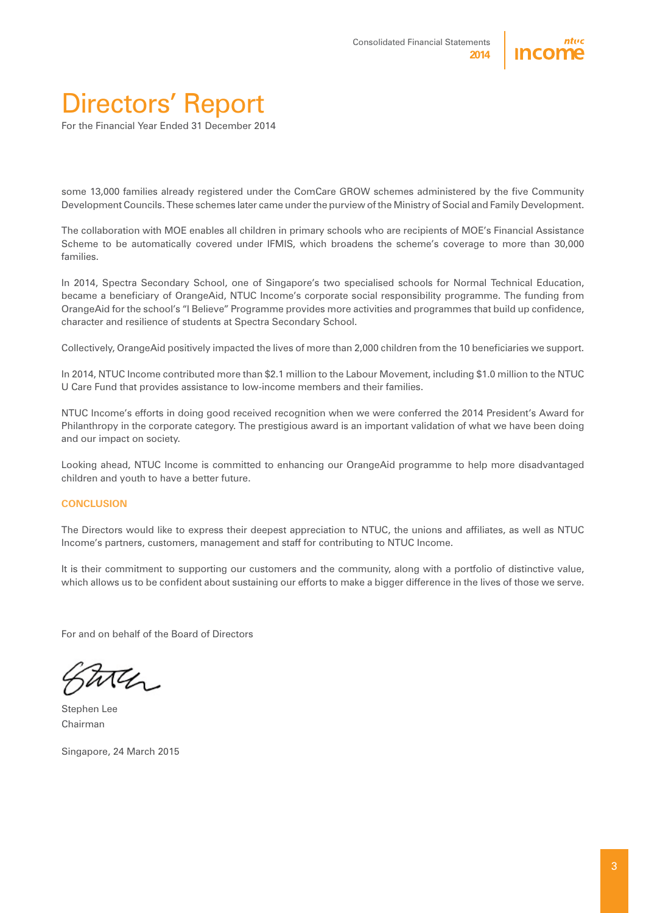# Directors' Report

For the Financial Year Ended 31 December 2014

some 13,000 families already registered under the ComCare GROW schemes administered by the five Community Development Councils. These schemes later came under the purview of the Ministry of Social and Family Development.

The collaboration with MOE enables all children in primary schools who are recipients of MOE's Financial Assistance Scheme to be automatically covered under IFMIS, which broadens the scheme's coverage to more than 30,000 families.

In 2014, Spectra Secondary School, one of Singapore's two specialised schools for Normal Technical Education, became a beneficiary of OrangeAid, NTUC Income's corporate social responsibility programme. The funding from OrangeAid for the school's "I Believe" Programme provides more activities and programmes that build up confidence, character and resilience of students at Spectra Secondary School.

Collectively, OrangeAid positively impacted the lives of more than 2,000 children from the 10 beneficiaries we support.

In 2014, NTUC Income contributed more than $2.1 million to the Labour Movement, including $1.0 million to the NTUC U Care Fund that provides assistance to low-income members and their families.

NTUC Income's efforts in doing good received recognition when we were conferred the 2014 President's Award for Philanthropy in the corporate category. The prestigious award is an important validation of what we have been doing and our impact on society.

Looking ahead, NTUC Income is committed to enhancing our OrangeAid programme to help more disadvantaged children and youth to have a better future.

**CONCLUSION**

The Directors would like to express their deepest appreciation to NTUC, the unions and affiliates, as well as NTUC Income's partners, customers, management and staff for contributing to NTUC Income.

It is their commitment to supporting our customers and the community, along with a portfolio of distinctive value, which allows us to be confident about sustaining our efforts to make a bigger difference in the lives of those we serve.

For and on behalf of the Board of Directors

Stephen Lee
Chairman

Singapore, 24 March 2015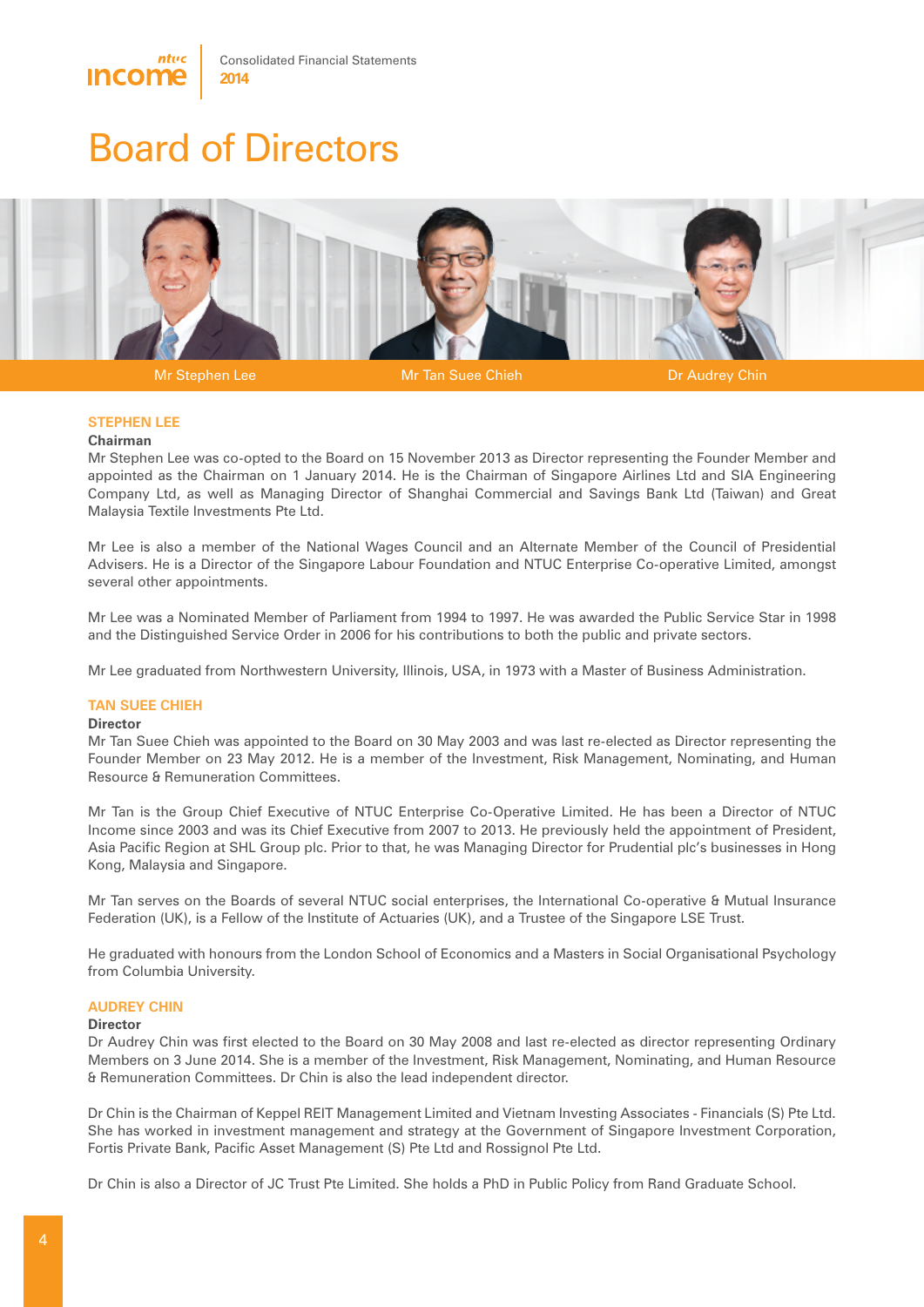# Board of Directors

Mr Stephen Lee | Mr Tan Suee Chieh | Dr Audrey Chin

## STEPHEN LEE

**Chairman**

Mr Stephen Lee was co-opted to the Board on 15 November 2013 as Director representing the Founder Member and appointed as the Chairman on 1 January 2014. He is the Chairman of Singapore Airlines Ltd and SIA Engineering Company Ltd, as well as Managing Director of Shanghai Commercial and Savings Bank Ltd (Taiwan) and Great Malaysia Textile Investments Pte Ltd.

Mr Lee is also a member of the National Wages Council and an Alternate Member of the Council of Presidential Advisers. He is a Director of the Singapore Labour Foundation and NTUC Enterprise Co-operative Limited, amongst several other appointments.

Mr Lee was a Nominated Member of Parliament from 1994 to 1997. He was awarded the Public Service Star in 1998 and the Distinguished Service Order in 2006 for his contributions to both the public and private sectors.

Mr Lee graduated from Northwestern University, Illinois, USA, in 1973 with a Master of Business Administration.

## TAN SUEE CHIEH

**Director**

Mr Tan Suee Chieh was appointed to the Board on 30 May 2003 and was last re-elected as Director representing the Founder Member on 23 May 2012. He is a member of the Investment, Risk Management, Nominating, and Human Resource & Remuneration Committees.

Mr Tan is the Group Chief Executive of NTUC Enterprise Co-Operative Limited. He has been a Director of NTUC Income since 2003 and was its Chief Executive from 2007 to 2013. He previously held the appointment of President, Asia Pacific Region at SHL Group plc. Prior to that, he was Managing Director for Prudential plc's businesses in Hong Kong, Malaysia and Singapore.

Mr Tan serves on the Boards of several NTUC social enterprises, the International Co-operative & Mutual Insurance Federation (UK), is a Fellow of the Institute of Actuaries (UK), and a Trustee of the Singapore LSE Trust.

He graduated with honours from the London School of Economics and a Masters in Social Organisational Psychology from Columbia University.

## AUDREY CHIN

**Director**

Dr Audrey Chin was first elected to the Board on 30 May 2008 and last re-elected as director representing Ordinary Members on 3 June 2014. She is a member of the Investment, Risk Management, Nominating, and Human Resource & Remuneration Committees. Dr Chin is also the lead independent director.

Dr Chin is the Chairman of Keppel REIT Management Limited and Vietnam Investing Associates - Financials (S) Pte Ltd. She has worked in investment management and strategy at the Government of Singapore Investment Corporation, Fortis Private Bank, Pacific Asset Management (S) Pte Ltd and Rossignol Pte Ltd.

Dr Chin is also a Director of JC Trust Pte Limited. She holds a PhD in Public Policy from Rand Graduate School.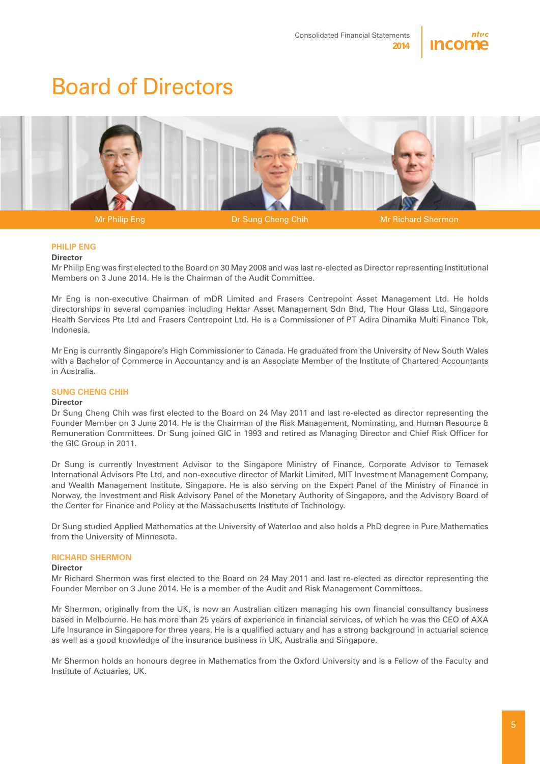# Board of Directors

Mr Philip Eng | Dr Sung Cheng Chih | Mr Richard Shermon

## PHILIP ENG

**Director**

Mr Philip Eng was first elected to the Board on 30 May 2008 and was last re-elected as Director representing Institutional Members on 3 June 2014. He is the Chairman of the Audit Committee.

Mr Eng is non-executive Chairman of mDR Limited and Frasers Centrepoint Asset Management Ltd. He holds directorships in several companies including Hektar Asset Management Sdn Bhd, The Hour Glass Ltd, Singapore Health Services Pte Ltd and Frasers Centrepoint Ltd. He is a Commissioner of PT Adira Dinamika Multi Finance Tbk, Indonesia.

Mr Eng is currently Singapore's High Commissioner to Canada. He graduated from the University of New South Wales with a Bachelor of Commerce in Accountancy and is an Associate Member of the Institute of Chartered Accountants in Australia.

## SUNG CHENG CHIH

**Director**

Dr Sung Cheng Chih was first elected to the Board on 24 May 2011 and last re-elected as director representing the Founder Member on 3 June 2014. He is the Chairman of the Risk Management, Nominating, and Human Resource & Remuneration Committees. Dr Sung joined GIC in 1993 and retired as Managing Director and Chief Risk Officer for the GIC Group in 2011.

Dr Sung is currently Investment Advisor to the Singapore Ministry of Finance, Corporate Advisor to Temasek International Advisors Pte Ltd, and non-executive director of Markit Limited, MIT Investment Management Company, and Wealth Management Institute, Singapore. He is also serving on the Expert Panel of the Ministry of Finance in Norway, the Investment and Risk Advisory Panel of the Monetary Authority of Singapore, and the Advisory Board of the Center for Finance and Policy at the Massachusetts Institute of Technology.

Dr Sung studied Applied Mathematics at the University of Waterloo and also holds a PhD degree in Pure Mathematics from the University of Minnesota.

## RICHARD SHERMON

**Director**

Mr Richard Shermon was first elected to the Board on 24 May 2011 and last re-elected as director representing the Founder Member on 3 June 2014. He is a member of the Audit and Risk Management Committees.

Mr Shermon, originally from the UK, is now an Australian citizen managing his own financial consultancy business based in Melbourne. He has more than 25 years of experience in financial services, of which he was the CEO of AXA Life Insurance in Singapore for three years. He is a qualified actuary and has a strong background in actuarial science as well as a good knowledge of the insurance business in UK, Australia and Singapore.

Mr Shermon holds an honours degree in Mathematics from the Oxford University and is a Fellow of the Faculty and Institute of Actuaries, UK.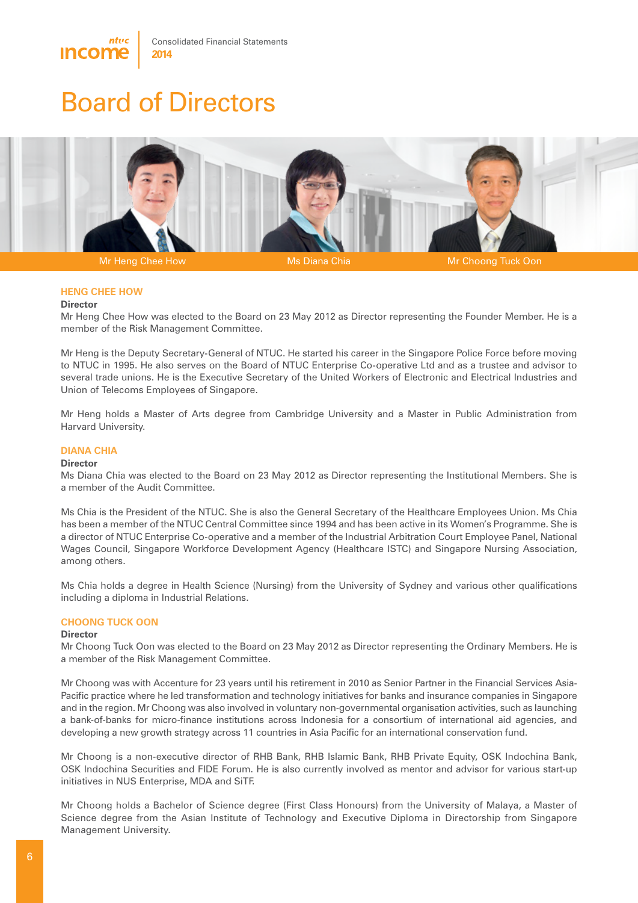# Board of Directors

Mr Heng Chee How | Ms Diana Chia | Mr Choong Tuck Oon

### HENG CHEE HOW

**Director**

Mr Heng Chee How was elected to the Board on 23 May 2012 as Director representing the Founder Member. He is a member of the Risk Management Committee.

Mr Heng is the Deputy Secretary-General of NTUC. He started his career in the Singapore Police Force before moving to NTUC in 1995. He also serves on the Board of NTUC Enterprise Co-operative Ltd and as a trustee and advisor to several trade unions. He is the Executive Secretary of the United Workers of Electronic and Electrical Industries and Union of Telecoms Employees of Singapore.

Mr Heng holds a Master of Arts degree from Cambridge University and a Master in Public Administration from Harvard University.

### DIANA CHIA

**Director**

Ms Diana Chia was elected to the Board on 23 May 2012 as Director representing the Institutional Members. She is a member of the Audit Committee.

Ms Chia is the President of the NTUC. She is also the General Secretary of the Healthcare Employees Union. Ms Chia has been a member of the NTUC Central Committee since 1994 and has been active in its Women's Programme. She is a director of NTUC Enterprise Co-operative and a member of the Industrial Arbitration Court Employee Panel, National Wages Council, Singapore Workforce Development Agency (Healthcare ISTC) and Singapore Nursing Association, among others.

Ms Chia holds a degree in Health Science (Nursing) from the University of Sydney and various other qualifications including a diploma in Industrial Relations.

### CHOONG TUCK OON

**Director**

Mr Choong Tuck Oon was elected to the Board on 23 May 2012 as Director representing the Ordinary Members. He is a member of the Risk Management Committee.

Mr Choong was with Accenture for 23 years until his retirement in 2010 as Senior Partner in the Financial Services Asia-Pacific practice where he led transformation and technology initiatives for banks and insurance companies in Singapore and in the region. Mr Choong was also involved in voluntary non-governmental organisation activities, such as launching a bank-of-banks for micro-finance institutions across Indonesia for a consortium of international aid agencies, and developing a new growth strategy across 11 countries in Asia Pacific for an international conservation fund.

Mr Choong is a non-executive director of RHB Bank, RHB Islamic Bank, RHB Private Equity, OSK Indochina Bank, OSK Indochina Securities and FIDE Forum. He is also currently involved as mentor and advisor for various start-up initiatives in NUS Enterprise, MDA and SiTF.

Mr Choong holds a Bachelor of Science degree (First Class Honours) from the University of Malaya, a Master of Science degree from the Asian Institute of Technology and Executive Diploma in Directorship from Singapore Management University.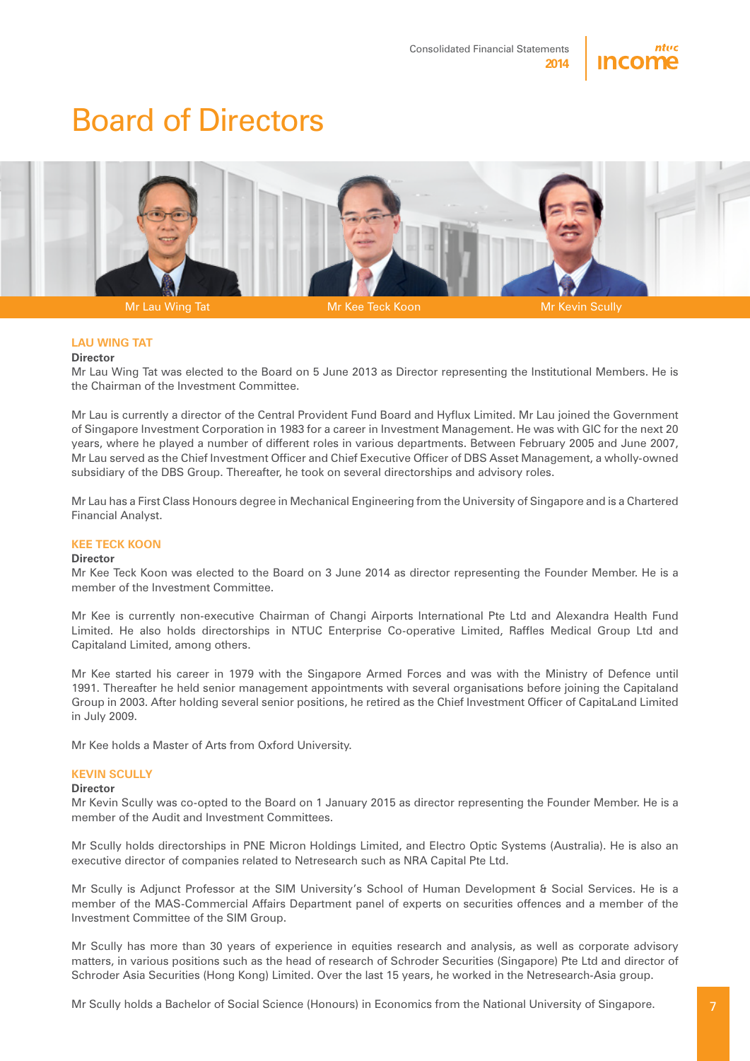# Board of Directors

Mr Lau Wing Tat | Mr Kee Teck Koon | Mr Kevin Scully

## LAU WING TAT

**Director**

Mr Lau Wing Tat was elected to the Board on 5 June 2013 as Director representing the Institutional Members. He is the Chairman of the Investment Committee.

Mr Lau is currently a director of the Central Provident Fund Board and Hyflux Limited. Mr Lau joined the Government of Singapore Investment Corporation in 1983 for a career in Investment Management. He was with GIC for the next 20 years, where he played a number of different roles in various departments. Between February 2005 and June 2007, Mr Lau served as the Chief Investment Officer and Chief Executive Officer of DBS Asset Management, a wholly-owned subsidiary of the DBS Group. Thereafter, he took on several directorships and advisory roles.

Mr Lau has a First Class Honours degree in Mechanical Engineering from the University of Singapore and is a Chartered Financial Analyst.

## KEE TECK KOON

**Director**

Mr Kee Teck Koon was elected to the Board on 3 June 2014 as director representing the Founder Member. He is a member of the Investment Committee.

Mr Kee is currently non-executive Chairman of Changi Airports International Pte Ltd and Alexandra Health Fund Limited. He also holds directorships in NTUC Enterprise Co-operative Limited, Raffles Medical Group Ltd and Capitaland Limited, among others.

Mr Kee started his career in 1979 with the Singapore Armed Forces and was with the Ministry of Defence until 1991. Thereafter he held senior management appointments with several organisations before joining the Capitaland Group in 2003. After holding several senior positions, he retired as the Chief Investment Officer of CapitaLand Limited in July 2009.

Mr Kee holds a Master of Arts from Oxford University.

## KEVIN SCULLY

**Director**

Mr Kevin Scully was co-opted to the Board on 1 January 2015 as director representing the Founder Member. He is a member of the Audit and Investment Committees.

Mr Scully holds directorships in PNE Micron Holdings Limited, and Electro Optic Systems (Australia). He is also an executive director of companies related to Netresearch such as NRA Capital Pte Ltd.

Mr Scully is Adjunct Professor at the SIM University's School of Human Development & Social Services. He is a member of the MAS-Commercial Affairs Department panel of experts on securities offences and a member of the Investment Committee of the SIM Group.

Mr Scully has more than 30 years of experience in equities research and analysis, as well as corporate advisory matters, in various positions such as the head of research of Schroder Securities (Singapore) Pte Ltd and director of Schroder Asia Securities (Hong Kong) Limited. Over the last 15 years, he worked in the Netresearch-Asia group.

Mr Scully holds a Bachelor of Social Science (Honours) in Economics from the National University of Singapore.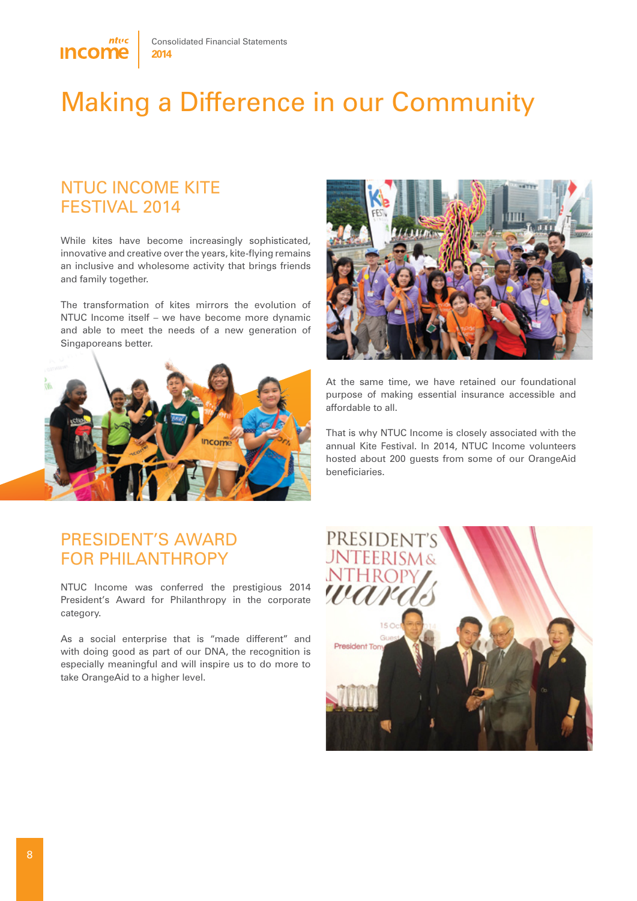# Making a Difference in our Community

## NTUC INCOME KITE FESTIVAL 2014

While kites have become increasingly sophisticated, innovative and creative over the years, kite-flying remains an inclusive and wholesome activity that brings friends and family together.

The transformation of kites mirrors the evolution of NTUC Income itself – we have become more dynamic and able to meet the needs of a new generation of Singaporeans better.

At the same time, we have retained our foundational purpose of making essential insurance accessible and affordable to all.

That is why NTUC Income is closely associated with the annual Kite Festival. In 2014, NTUC Income volunteers hosted about 200 guests from some of our OrangeAid beneficiaries.

## PRESIDENT'S AWARD FOR PHILANTHROPY

NTUC Income was conferred the prestigious 2014 President's Award for Philanthropy in the corporate category.

As a social enterprise that is "made different" and with doing good as part of our DNA, the recognition is especially meaningful and will inspire us to do more to take OrangeAid to a higher level.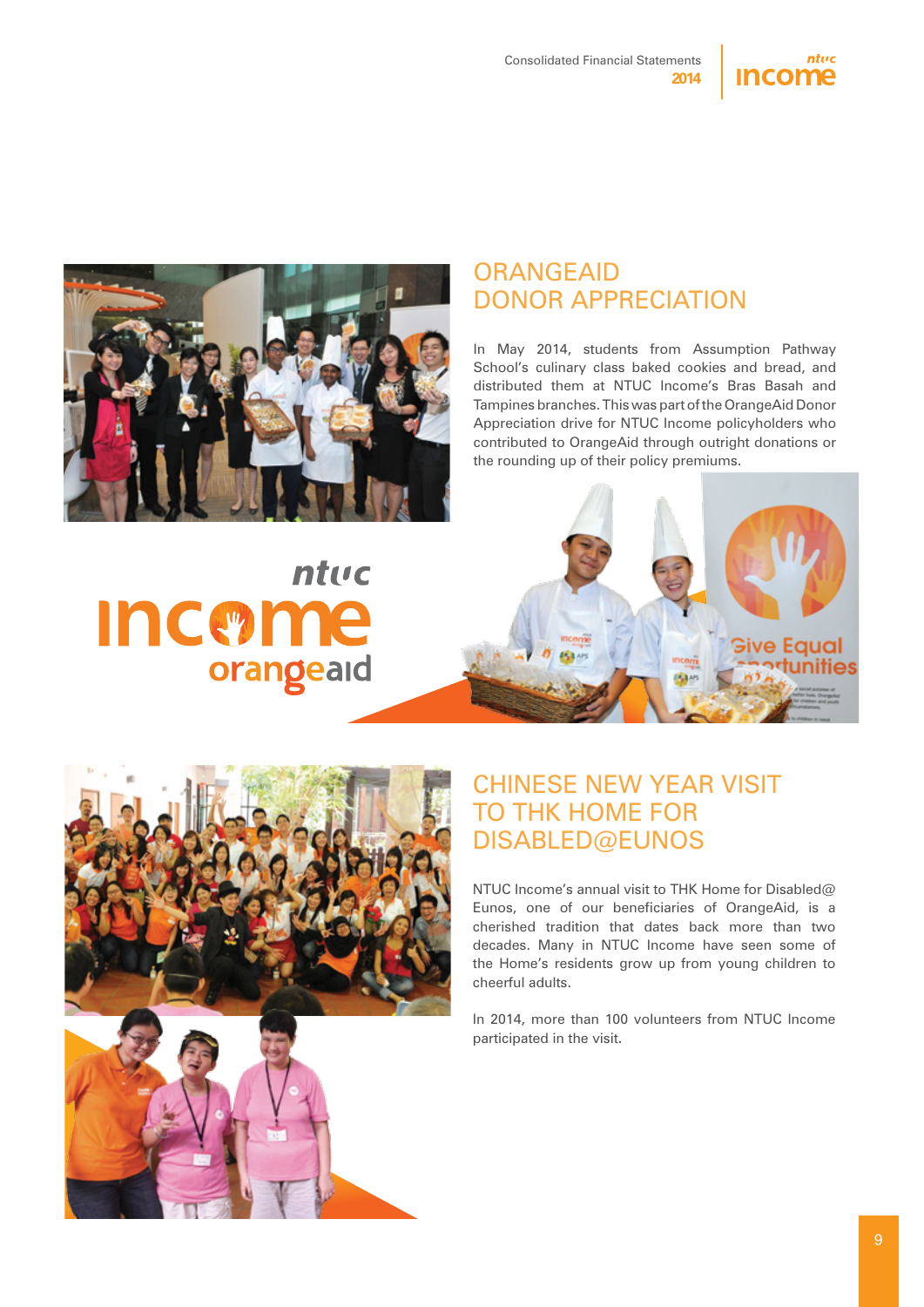## ORANGEAID DONOR APPRECIATION

In May 2014, students from Assumption Pathway School's culinary class baked cookies and bread, and distributed them at NTUC Income's Bras Basah and Tampines branches. This was part of the OrangeAid Donor Appreciation drive for NTUC Income policyholders who contributed to OrangeAid through outright donations or the rounding up of their policy premiums.

## CHINESE NEW YEAR VISIT TO THK HOME FOR DISABLED@EUNOS

NTUC Income's annual visit to THK Home for Disabled@Eunos, one of our beneficiaries of OrangeAid, is a cherished tradition that dates back more than two decades. Many in NTUC Income have seen some of the Home's residents grow up from young children to cheerful adults.

In 2014, more than 100 volunteers from NTUC Income participated in the visit.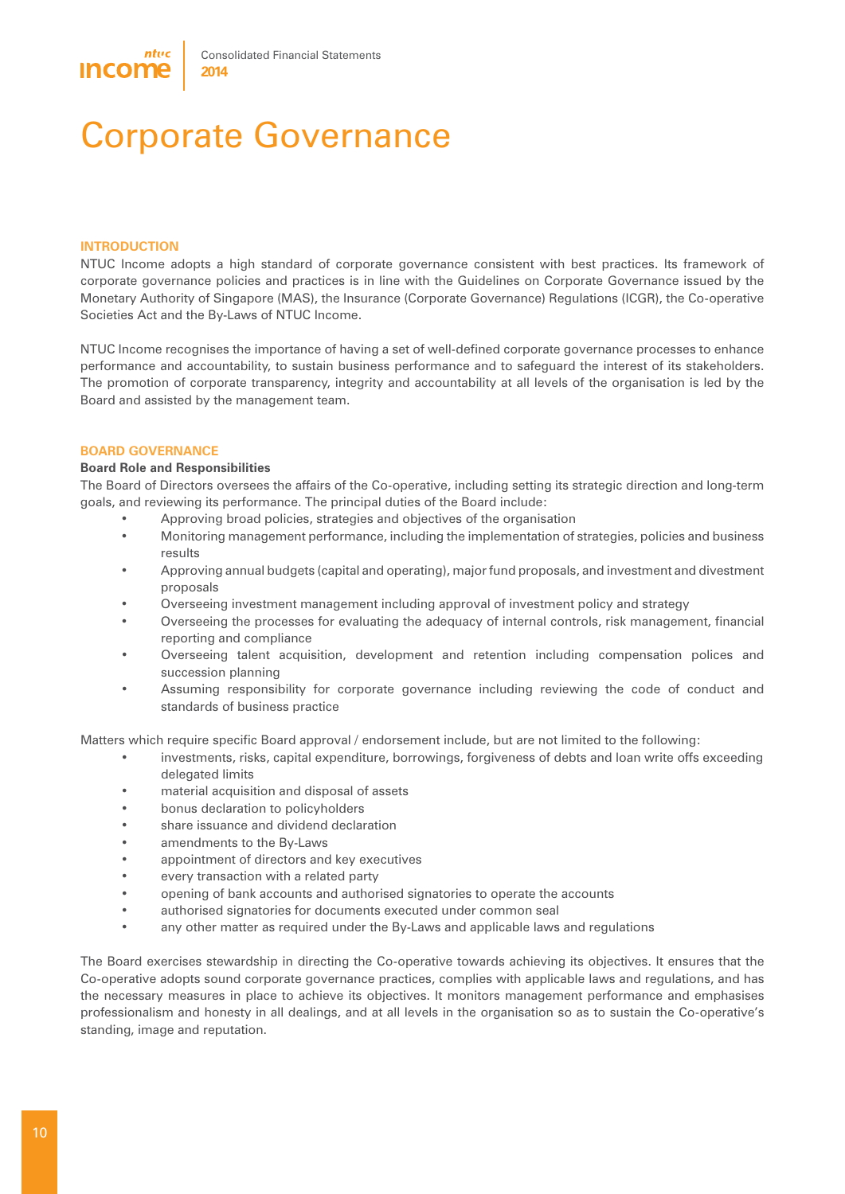# Corporate Governance

## INTRODUCTION

NTUC Income adopts a high standard of corporate governance consistent with best practices. Its framework of corporate governance policies and practices is in line with the Guidelines on Corporate Governance issued by the Monetary Authority of Singapore (MAS), the Insurance (Corporate Governance) Regulations (ICGR), the Co-operative Societies Act and the By-Laws of NTUC Income.

NTUC Income recognises the importance of having a set of well-defined corporate governance processes to enhance performance and accountability, to sustain business performance and to safeguard the interest of its stakeholders. The promotion of corporate transparency, integrity and accountability at all levels of the organisation is led by the Board and assisted by the management team.

## BOARD GOVERNANCE

### Board Role and Responsibilities

The Board of Directors oversees the affairs of the Co-operative, including setting its strategic direction and long-term goals, and reviewing its performance. The principal duties of the Board include:

- Approving broad policies, strategies and objectives of the organisation
- Monitoring management performance, including the implementation of strategies, policies and business results
- Approving annual budgets (capital and operating), major fund proposals, and investment and divestment proposals
- Overseeing investment management including approval of investment policy and strategy
- Overseeing the processes for evaluating the adequacy of internal controls, risk management, financial reporting and compliance
- Overseeing talent acquisition, development and retention including compensation polices and succession planning
- Assuming responsibility for corporate governance including reviewing the code of conduct and standards of business practice

Matters which require specific Board approval / endorsement include, but are not limited to the following:

- investments, risks, capital expenditure, borrowings, forgiveness of debts and loan write offs exceeding delegated limits
- material acquisition and disposal of assets
- bonus declaration to policyholders
- share issuance and dividend declaration
- amendments to the By-Laws
- appointment of directors and key executives
- every transaction with a related party
- opening of bank accounts and authorised signatories to operate the accounts
- authorised signatories for documents executed under common seal
- any other matter as required under the By-Laws and applicable laws and regulations

The Board exercises stewardship in directing the Co-operative towards achieving its objectives. It ensures that the Co-operative adopts sound corporate governance practices, complies with applicable laws and regulations, and has the necessary measures in place to achieve its objectives. It monitors management performance and emphasises professionalism and honesty in all dealings, and at all levels in the organisation so as to sustain the Co-operative's standing, image and reputation.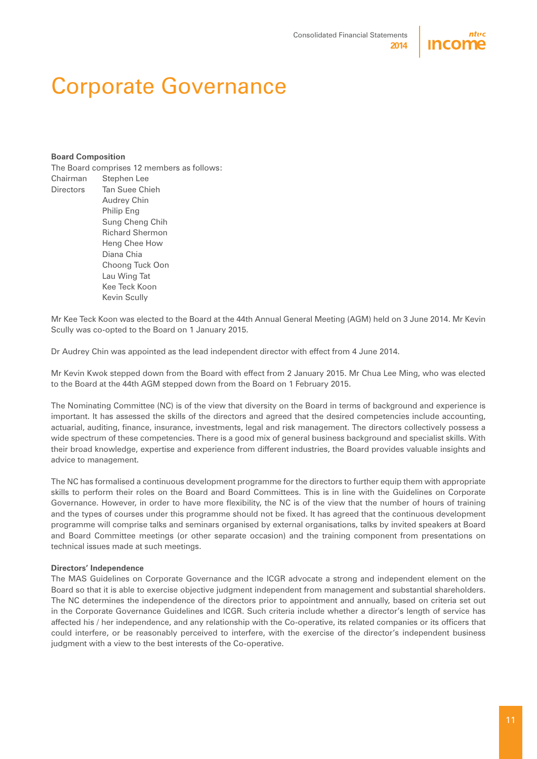# Corporate Governance

**Board Composition**

The Board comprises 12 members as follows:

| | |
|---|---|
| Chairman | Stephen Lee |
| Directors | Tan Suee Chieh |
| | Audrey Chin |
| | Philip Eng |
| | Sung Cheng Chih |
| | Richard Shermon |
| | Heng Chee How |
| | Diana Chia |
| | Choong Tuck Oon |
| | Lau Wing Tat |
| | Kee Teck Koon |
| | Kevin Scully |

Mr Kee Teck Koon was elected to the Board at the 44th Annual General Meeting (AGM) held on 3 June 2014. Mr Kevin Scully was co-opted to the Board on 1 January 2015.

Dr Audrey Chin was appointed as the lead independent director with effect from 4 June 2014.

Mr Kevin Kwok stepped down from the Board with effect from 2 January 2015. Mr Chua Lee Ming, who was elected to the Board at the 44th AGM stepped down from the Board on 1 February 2015.

The Nominating Committee (NC) is of the view that diversity on the Board in terms of background and experience is important. It has assessed the skills of the directors and agreed that the desired competencies include accounting, actuarial, auditing, finance, insurance, investments, legal and risk management. The directors collectively possess a wide spectrum of these competencies. There is a good mix of general business background and specialist skills. With their broad knowledge, expertise and experience from different industries, the Board provides valuable insights and advice to management.

The NC has formalised a continuous development programme for the directors to further equip them with appropriate skills to perform their roles on the Board and Board Committees. This is in line with the Guidelines on Corporate Governance. However, in order to have more flexibility, the NC is of the view that the number of hours of training and the types of courses under this programme should not be fixed. It has agreed that the continuous development programme will comprise talks and seminars organised by external organisations, talks by invited speakers at Board and Board Committee meetings (or other separate occasion) and the training component from presentations on technical issues made at such meetings.

**Directors' Independence**

The MAS Guidelines on Corporate Governance and the ICGR advocate a strong and independent element on the Board so that it is able to exercise objective judgment independent from management and substantial shareholders. The NC determines the independence of the directors prior to appointment and annually, based on criteria set out in the Corporate Governance Guidelines and ICGR. Such criteria include whether a director's length of service has affected his / her independence, and any relationship with the Co-operative, its related companies or its officers that could interfere, or be reasonably perceived to interfere, with the exercise of the director's independent business judgment with a view to the best interests of the Co-operative.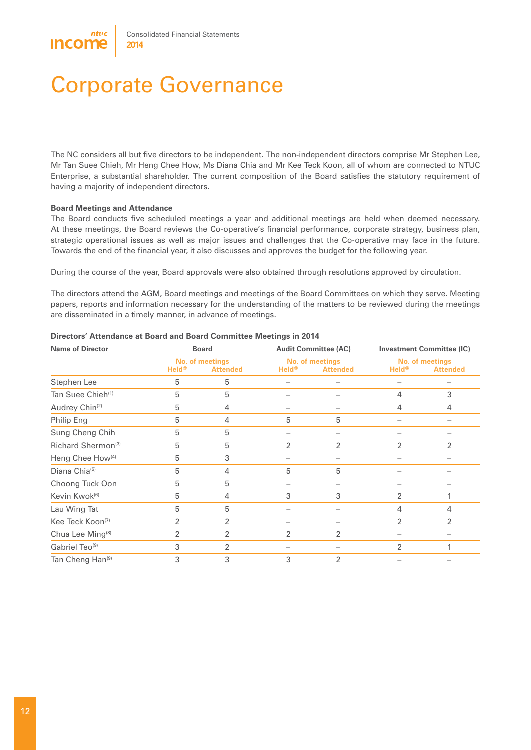# Corporate Governance

The NC considers all but five directors to be independent. The non-independent directors comprise Mr Stephen Lee, Mr Tan Suee Chieh, Mr Heng Chee How, Ms Diana Chia and Mr Kee Teck Koon, all of whom are connected to NTUC Enterprise, a substantial shareholder. The current composition of the Board satisfies the statutory requirement of having a majority of independent directors.

**Board Meetings and Attendance**

The Board conducts five scheduled meetings a year and additional meetings are held when deemed necessary. At these meetings, the Board reviews the Co-operative's financial performance, corporate strategy, business plan, strategic operational issues as well as major issues and challenges that the Co-operative may face in the future. Towards the end of the financial year, it also discusses and approves the budget for the following year.

During the course of the year, Board approvals were also obtained through resolutions approved by circulation.

The directors attend the AGM, Board meetings and meetings of the Board Committees on which they serve. Meeting papers, reports and information necessary for the understanding of the matters to be reviewed during the meetings are disseminated in a timely manner, in advance of meetings.

**Directors' Attendance at Board and Board Committee Meetings in 2014**

| Name of Director | Board | | Audit Committee (AC) | | Investment Committee (IC) | |
|---|---|---|---|---|---|---|
| | No. of meetings | | No. of meetings | | No. of meetings | |
| | Held@ | Attended | Held@ | Attended | Held@ | Attended |
| Stephen Lee | 5 | 5 | – | – | – | – |
| Tan Suee Chieh(1) | 5 | 5 | – | – | 4 | 3 |
| Audrey Chin(2) | 5 | 4 | – | – | 4 | 4 |
| Philip Eng | 5 | 4 | 5 | 5 | – | – |
| Sung Cheng Chih | 5 | 5 | – | – | – | – |
| Richard Shermon(3) | 5 | 5 | 2 | 2 | 2 | 2 |
| Heng Chee How(4) | 5 | 3 | – | – | – | – |
| Diana Chia(5) | 5 | 4 | 5 | 5 | – | – |
| Choong Tuck Oon | 5 | 5 | – | – | – | – |
| Kevin Kwok(6) | 5 | 4 | 3 | 3 | 2 | 1 |
| Lau Wing Tat | 5 | 5 | – | – | 4 | 4 |
| Kee Teck Koon(7) | 2 | 2 | – | – | 2 | 2 |
| Chua Lee Ming(8) | 2 | 2 | 2 | 2 | – | – |
| Gabriel Teo(9) | 3 | 2 | – | – | 2 | 1 |
| Tan Cheng Han(9) | 3 | 3 | 3 | 2 | – | – |